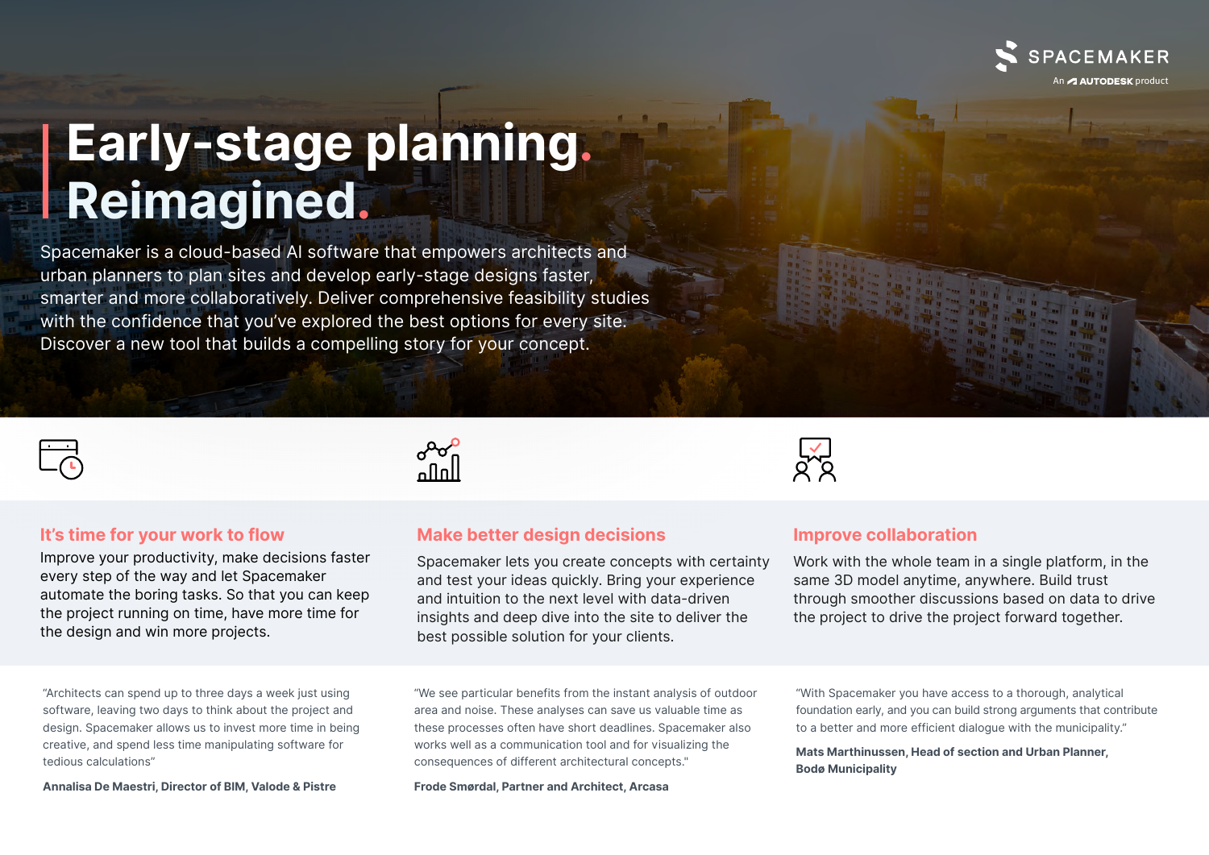SPACEMAKER

An AUTODESK product

# Early-stage planning. Reimagined.

Spacemaker is a cloud-based AI software that empowers architects and urban planners to plan sites and develop early-stage designs faster, smarter and more collaboratively. Deliver comprehensive feasibility studies with the confidence that you've explored the best options for every site. Discover a new tool that builds a compelling story for your concept.

## It's time for your work to flow

Improve your productivity, make decisions faster every step of the way and let Spacemaker automate the boring tasks. So that you can keep the project running on time, have more time for the design and win more projects.

"Architects can spend up to three days a week just using software, leaving two days to think about the project and design. Spacemaker allows us to invest more time in being creative, and spend less time manipulating software for tedious calculations"

**Annalisa De Maestri, Director of BIM, Valode & Pistre**

## Make better design decisions

Spacemaker lets you create concepts with certainty and test your ideas quickly. Bring your experience and intuition to the next level with data-driven insights and deep dive into the site to deliver the best possible solution for your clients.

"We see particular benefits from the instant analysis of outdoor area and noise. These analyses can save us valuable time as these processes often have short deadlines. Spacemaker also works well as a communication tool and for visualizing the consequences of different architectural concepts."

**Frode Smørdal, Partner and Architect, Arcasa**

## Improve collaboration

Work with the whole team in a single platform, in the same 3D model anytime, anywhere. Build trust through smoother discussions based on data to drive the project to drive the project forward together.

"With Spacemaker you have access to a thorough, analytical foundation early, and you can build strong arguments that contribute to a better and more efficient dialogue with the municipality."

**Mats Marthinussen, Head of section and Urban Planner, Bodø Municipality**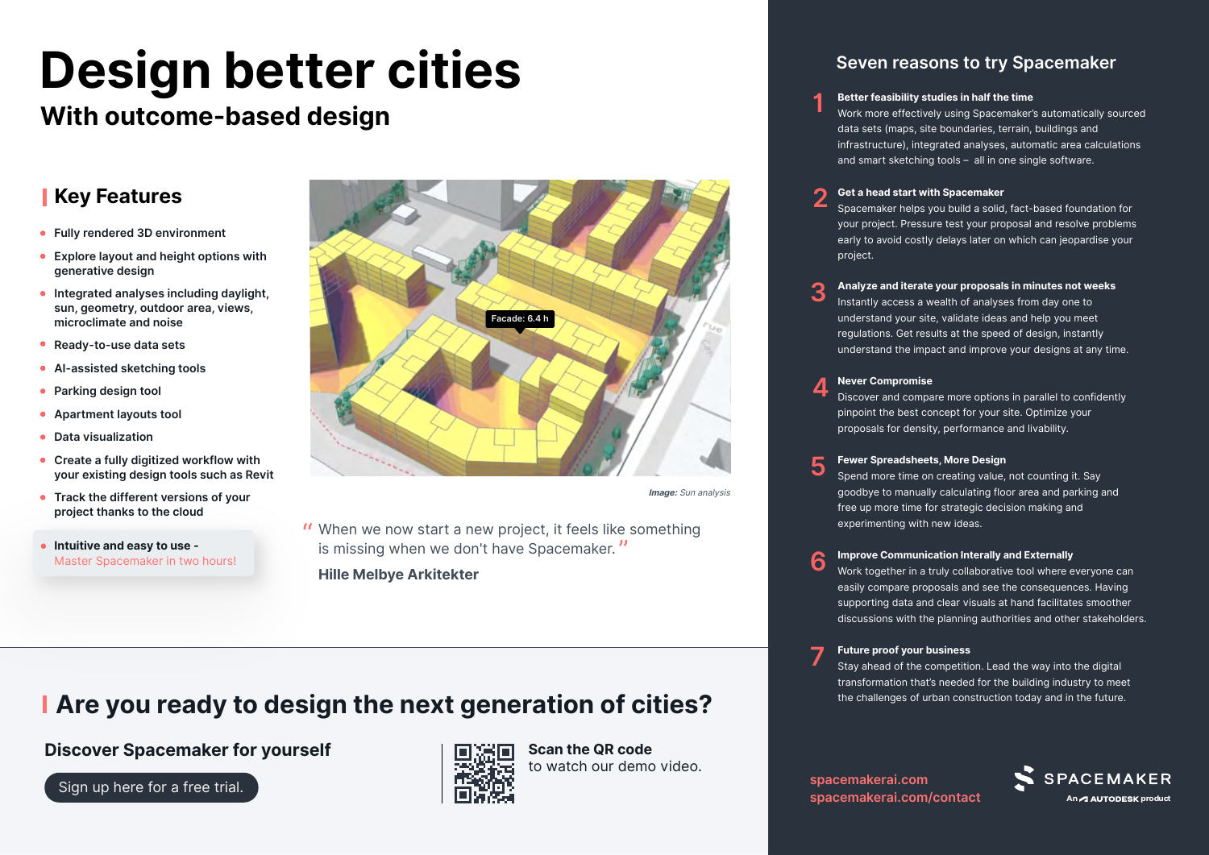# Design better cities

## With outcome-based design

## Key Features

- Fully rendered 3D environment
- Explore layout and height options with generative design
- Integrated analyses including daylight, sun, geometry, outdoor area, views, microclimate and noise
- Ready-to-use data sets
- AI-assisted sketching tools
- Parking design tool
- Apartment layouts tool
- Data visualization
- Create a fully digitized workflow with your existing design tools such as Revit
- Track the different versions of your project thanks to the cloud
- **Intuitive and easy to use -** Master Spacemaker in two hours!

***Image:*** *Sun analysis*

> "When we now start a new project, it feels like something is missing when we don't have Spacemaker."
>
> **Hille Melbye Arkitekter**

## Seven reasons to try Spacemaker

1. **Better feasibility studies in half the time**
   Work more effectively using Spacemaker's automatically sourced data sets (maps, site boundaries, terrain, buildings and infrastructure), integrated analyses, automatic area calculations and smart sketching tools – all in one single software.

2. **Get a head start with Spacemaker**
   Spacemaker helps you build a solid, fact-based foundation for your project. Pressure test your proposal and resolve problems early to avoid costly delays later on which can jeopardise your project.

3. **Analyze and iterate your proposals in minutes not weeks**
   Instantly access a wealth of analyses from day one to understand your site, validate ideas and help you meet regulations. Get results at the speed of design, instantly understand the impact and improve your designs at any time.

4. **Never Compromise**
   Discover and compare more options in parallel to confidently pinpoint the best concept for your site. Optimize your proposals for density, performance and livability.

5. **Fewer Spreadsheets, More Design**
   Spend more time on creating value, not counting it. Say goodbye to manually calculating floor area and parking and free up more time for strategic decision making and experimenting with new ideas.

6. **Improve Communication Interally and Externally**
   Work together in a truly collaborative tool where everyone can easily compare proposals and see the consequences. Having supporting data and clear visuals at hand facilitates smoother discussions with the planning authorities and other stakeholders.

7. **Future proof your business**
   Stay ahead of the competition. Lead the way into the digital transformation that's needed for the building industry to meet the challenges of urban construction today and in the future.

## Are you ready to design the next generation of cities?

### Discover Spacemaker for yourself

Sign up here for a free trial.

**Scan the QR code**
to watch our demo video.

spacemakerai.com
spacemakerai.com/contact

SPACEMAKER
An AUTODESK product